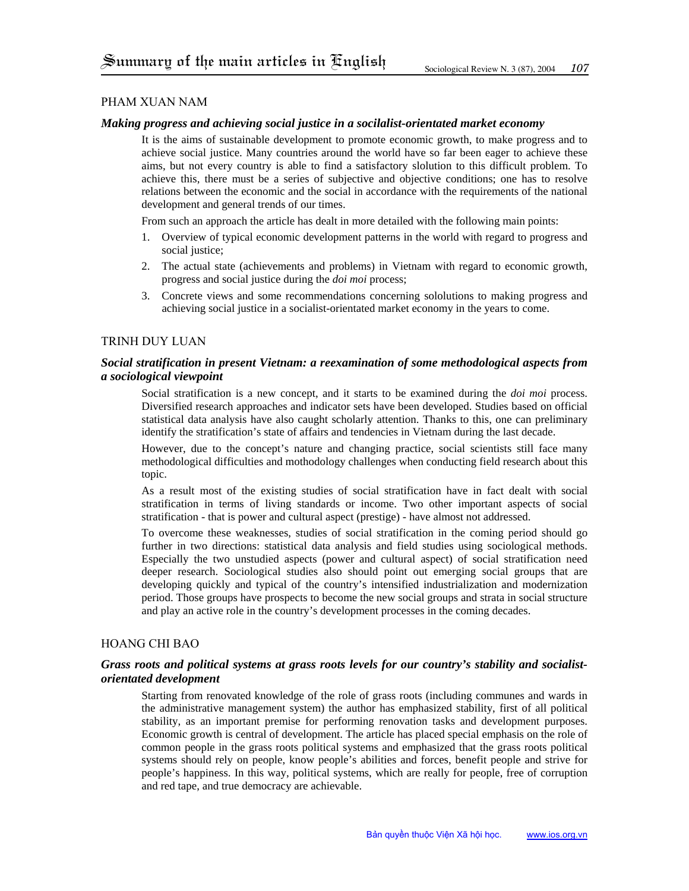# Summary of the main articles in English

## PHAM XUAN NAM

### *Making progress and achieving social justice in a socialist-orientated market economy*

It is the aims of sustainable development to promote economic growth, to make progress and to achieve social justice. Many countries around the world have so far been eager to achieve these aims, but not every country is able to find a satisfactory slolution to this difficult problem. To achieve this, there must be a series of subjective and objective conditions; one has to resolve relations between the economic and the social in accordance with the requirements of the national development and general trends of our times.

From such an approach the article has dealt in more detailed with the following main points:

1. Overview of typical economic development patterns in the world with regard to progress and social justice;
2. The actual state (achievements and problems) in Vietnam with regard to economic growth, progress and social justice during the *doi moi* process;
3. Concrete views and some recommendations concerning sololutions to making progress and achieving social justice in a socialist-orientated market economy in the years to come.

## TRINH DUY LUAN

### *Social stratification in present Vietnam: a reexamination of some methodological aspects from a sociological viewpoint*

Social stratification is a new concept, and it starts to be examined during the *doi moi* process. Diversified research approaches and indicator sets have been developed. Studies based on official statistical data analysis have also caught scholarly attention. Thanks to this, one can preliminary identify the stratification's state of affairs and tendencies in Vietnam during the last decade.

However, due to the concept's nature and changing practice, social scientists still face many methodological difficulties and mothodology challenges when conducting field research about this topic.

As a result most of the existing studies of social stratification have in fact dealt with social stratification in terms of living standards or income. Two other important aspects of social stratification - that is power and cultural aspect (prestige) - have almost not addressed.

To overcome these weaknesses, studies of social stratification in the coming period should go further in two directions: statistical data analysis and field studies using sociological methods. Especially the two unstudied aspects (power and cultural aspect) of social stratification need deeper research. Sociological studies also should point out emerging social groups that are developing quickly and typical of the country's intensified industrialization and modernization period. Those groups have prospects to become the new social groups and strata in social structure and play an active role in the country's development processes in the coming decades.

## HOANG CHI BAO

### *Grass roots and political systems at grass roots levels for our country's stability and socialist-orientated development*

Starting from renovated knowledge of the role of grass roots (including communes and wards in the administrative management system) the author has emphasized stability, first of all political stability, as an important premise for performing renovation tasks and development purposes. Economic growth is central of development. The article has placed special emphasis on the role of common people in the grass roots political systems and emphasized that the grass roots political systems should rely on people, know people's abilities and forces, benefit people and strive for people's happiness. In this way, political systems, which are really for people, free of corruption and red tape, and true democracy are achievable.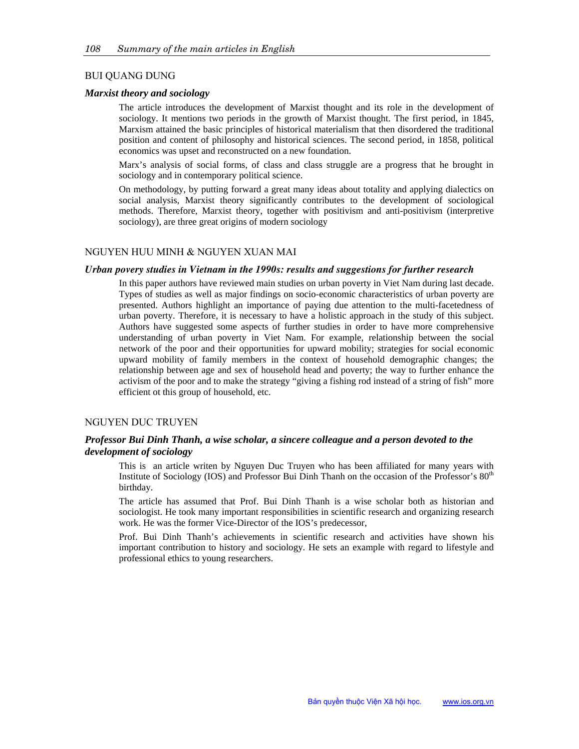BUI QUANG DUNG

### *Marxist theory and sociology*

The article introduces the development of Marxist thought and its role in the development of sociology. It mentions two periods in the growth of Marxist thought. The first period, in 1845, Marxism attained the basic principles of historical materialism that then disordered the traditional position and content of philosophy and historical sciences. The second period, in 1858, political economics was upset and reconstructed on a new foundation.

Marx's analysis of social forms, of class and class struggle are a progress that he brought in sociology and in contemporary political science.

On methodology, by putting forward a great many ideas about totality and applying dialectics on social analysis, Marxist theory significantly contributes to the development of sociological methods. Therefore, Marxist theory, together with positivism and anti-positivism (interpretive sociology), are three great origins of modern sociology

NGUYEN HUU MINH & NGUYEN XUAN MAI

### *Urban povery studies in Vietnam in the 1990s: results and suggestions for further research*

In this paper authors have reviewed main studies on urban poverty in Viet Nam during last decade. Types of studies as well as major findings on socio-economic characteristics of urban poverty are presented. Authors highlight an importance of paying due attention to the multi-facetedness of urban poverty. Therefore, it is necessary to have a holistic approach in the study of this subject. Authors have suggested some aspects of further studies in order to have more comprehensive understanding of urban poverty in Viet Nam. For example, relationship between the social network of the poor and their opportunities for upward mobility; strategies for social economic upward mobility of family members in the context of household demographic changes; the relationship between age and sex of household head and poverty; the way to further enhance the activism of the poor and to make the strategy "giving a fishing rod instead of a string of fish" more efficient ot this group of household, etc.

NGUYEN DUC TRUYEN

### *Professor Bui Dinh Thanh, a wise scholar, a sincere colleague and a person devoted to the development of sociology*

This is an article writen by Nguyen Duc Truyen who has been affiliated for many years with Institute of Sociology (IOS) and Professor Bui Dinh Thanh on the occasion of the Professor's 80th birthday.

The article has assumed that Prof. Bui Dinh Thanh is a wise scholar both as historian and sociologist. He took many important responsibilities in scientific research and organizing research work. He was the former Vice-Director of the IOS's predecessor,

Prof. Bui Dinh Thanh's achievements in scientific research and activities have shown his important contribution to history and sociology. He sets an example with regard to lifestyle and professional ethics to young researchers.